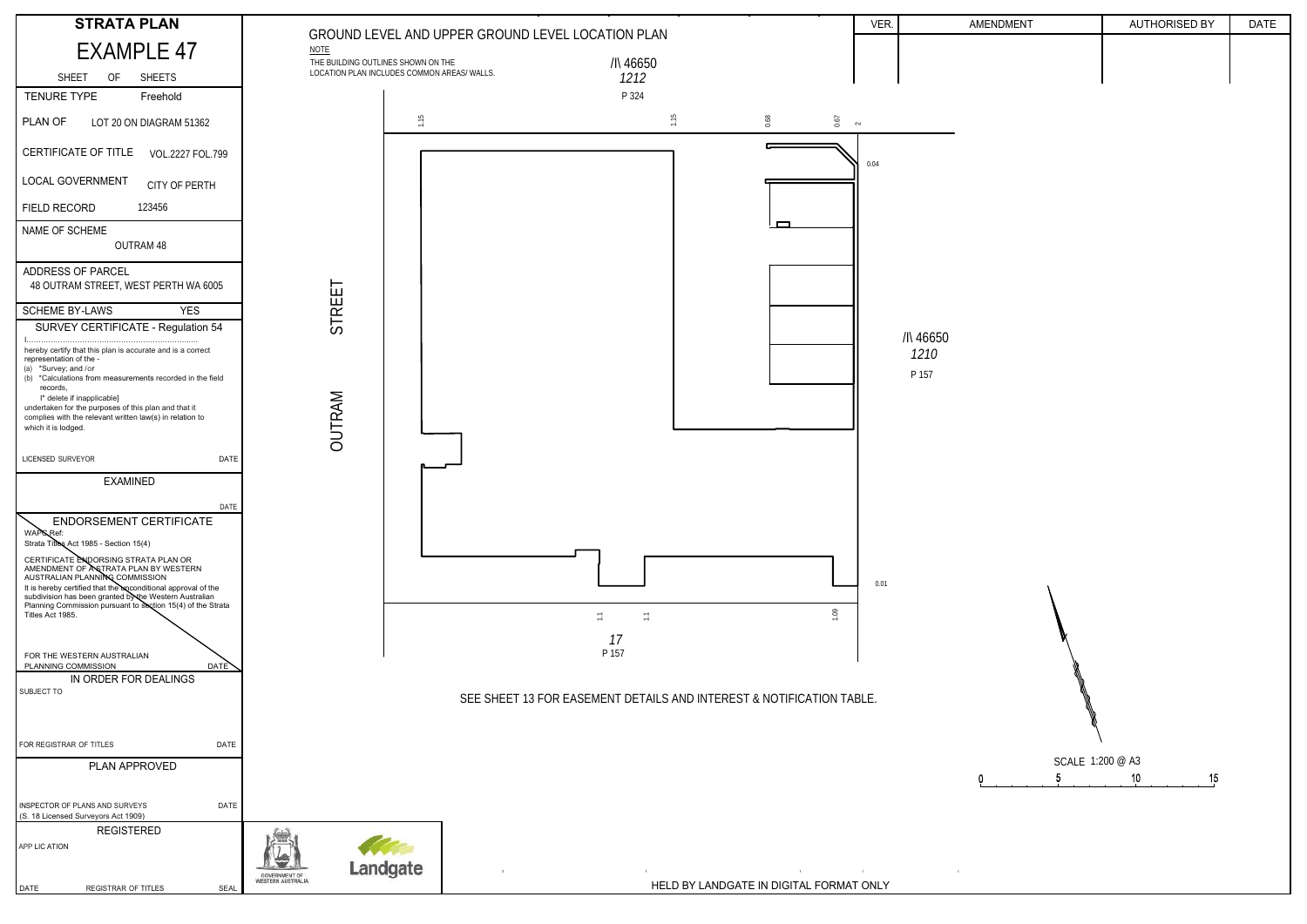# STRATA PLAN

## EXAMPLE 47

SHEET OF SHEETS

| | |
|---|---|
| TENURE TYPE | Freehold |
| PLAN OF | LOT 20 ON DIAGRAM 51362 |
| CERTIFICATE OF TITLE | VOL.2227 FOL.799 |
| LOCAL GOVERNMENT | CITY OF PERTH |
| FIELD RECORD | 123456 |
| NAME OF SCHEME | OUTRAM 48 |
| ADDRESS OF PARCEL | 48 OUTRAM STREET, WEST PERTH WA 6005 |
| SCHEME BY-LAWS | YES |

### SURVEY CERTIFICATE - Regulation 54

I.......................................................................
hereby certify that this plan is accurate and is a correct representation of the -
(a) \*Survey; and /or
(b) \*Calculations from measurements recorded in the field records,
[\* delete if inapplicable]
undertaken for the purposes of this plan and that it complies with the relevant written law(s) in relation to which it is lodged.

LICENSED SURVEYOR DATE

### EXAMINED

DATE

### ENDORSEMENT CERTIFICATE

WAPC Ref:
Strata Titles Act 1985 - Section 15(4)

CERTIFICATE ENDORSING STRATA PLAN OR AMENDMENT OF A STRATA PLAN BY WESTERN AUSTRALIAN PLANNING COMMISSION
It is hereby certified that the unconditional approval of the subdivision has been granted by the Western Australian Planning Commission pursuant to section 15(4) of the Strata Titles Act 1985.

FOR THE WESTERN AUSTRALIAN PLANNING COMMISSION DATE

### IN ORDER FOR DEALINGS

SUBJECT TO

FOR REGISTRAR OF TITLES DATE

### PLAN APPROVED

INSPECTOR OF PLANS AND SURVEYS DATE
(S. 18 Licensed Surveyors Act 1909)

### REGISTERED

APP LIC ATION

DATE REGISTRAR OF TITLES SEAL

| VER. | AMENDMENT | AUTHORISED BY | DATE |
|---|---|---|---|
| | | | |

## GROUND LEVEL AND UPPER GROUND LEVEL LOCATION PLAN

NOTE
THE BUILDING OUTLINES SHOWN ON THE LOCATION PLAN INCLUDES COMMON AREAS/ WALLS.

/I\ 46650
*1212*
P 324

1.15 1.15 0.68 0.67 2

0.04

/I\ 46650
*1210*
P 157

OUTRAM STREET

0.01

1.1 1.1 1.09

*17*
P 157

SEE SHEET 13 FOR EASEMENT DETAILS AND INTEREST & NOTIFICATION TABLE.

SCALE 1:200 @ A3
0 5 10 15

GOVERNMENT OF WESTERN AUSTRALIA
Landgate

HELD BY LANDGATE IN DIGITAL FORMAT ONLY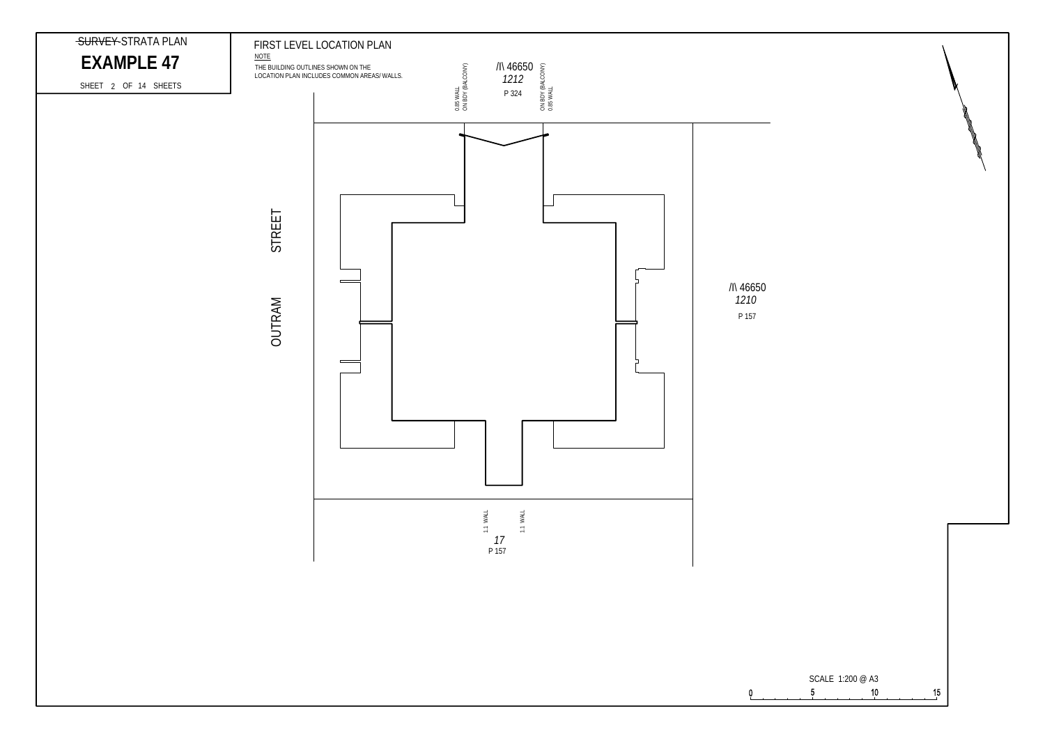~~SURVEY~~ STRATA PLAN

# EXAMPLE 47

SHEET 2 OF 14 SHEETS

## FIRST LEVEL LOCATION PLAN

NOTE

THE BUILDING OUTLINES SHOWN ON THE LOCATION PLAN INCLUDES COMMON AREAS/ WALLS.

/I\ 46650
*1212*
P 324

0.85 WALL
ON BDY (BALCONY)

ON BDY (BALCONY)
0.85 WALL

OUTRAM STREET

/I\ 46650
*1210*
P 157

1.1 WALL

1.1 WALL

*17*
P 157

SCALE 1:200 @ A3

0 5 10 15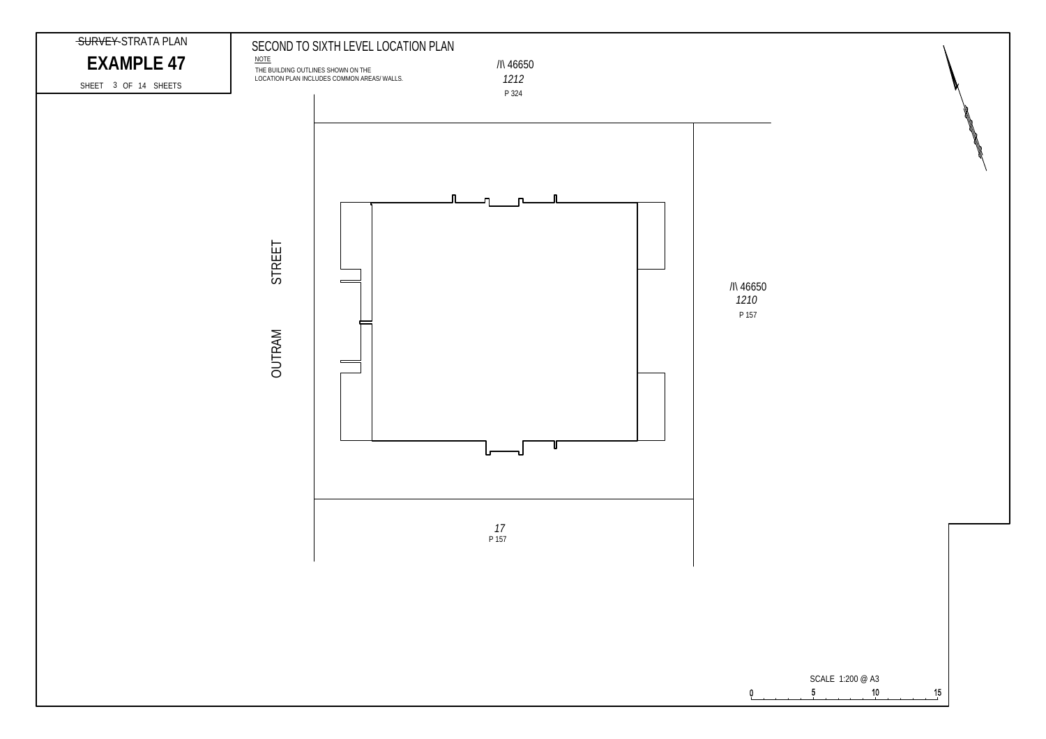~~SURVEY~~ STRATA PLAN

# EXAMPLE 47

SHEET 3 OF 14 SHEETS

## SECOND TO SIXTH LEVEL LOCATION PLAN

NOTE

THE BUILDING OUTLINES SHOWN ON THE LOCATION PLAN INCLUDES COMMON AREAS/ WALLS.

/I\ 46650
*1212*
P 324

OUTRAM STREET

/I\ 46650
*1210*
P 157

*17*
P 157

SCALE 1:200 @ A3

0 5 10 15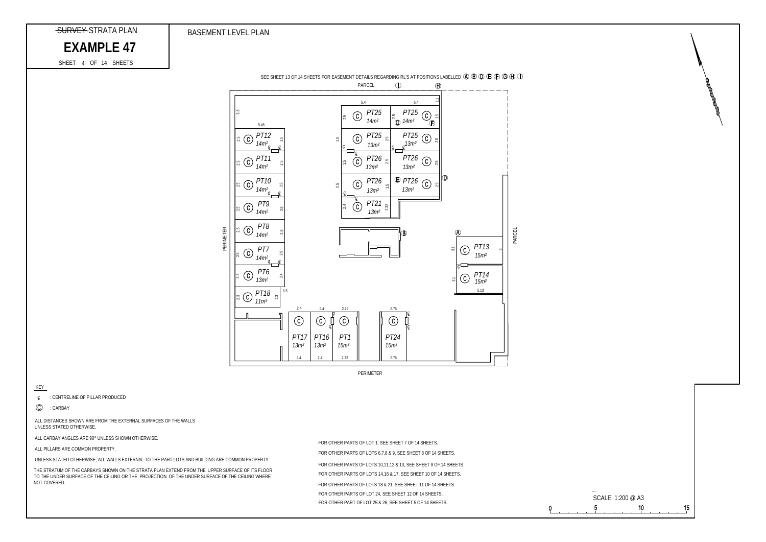~~SURVEY~~ STRATA PLAN

# EXAMPLE 47

SHEET 4 OF 14 SHEETS

## BASEMENT LEVEL PLAN

SEE SHEET 13 OF 14 SHEETS FOR EASEMENT DETAILS REGARDING RL'S AT POSITIONS LABELLED Ⓐ Ⓑ Ⓓ Ⓔ Ⓕ Ⓖ Ⓗ Ⓘ

PARCEL

PERIMETER

PARCEL

PERIMETER

| Part Lot | Area |
|---|---|
| PT25 | 14m² |
| PT25 | 14m² |
| PT25 | 13m² |
| PT25 | 13m² |
| PT26 | 13m² |
| PT26 | 13m² |
| PT26 | 13m² |
| PT26 | 13m² |
| PT21 | 13m² |
| PT12 | 14m² |
| PT11 | 14m² |
| PT10 | 14m² |
| PT9 | 14m² |
| PT8 | 14m² |
| PT7 | 14m² |
| PT6 | 13m² |
| PT18 | 11m² |
| PT17 | 13m² |
| PT16 | 13m² |
| PT1 | 15m² |
| PT24 | 15m² |
| PT13 | 15m² |
| PT14 | 15m² |

KEY

℄ : CENTRELINE OF PILLAR PRODUCED

Ⓒ : CARBAY

ALL DISTANCES SHOWN ARE FROM THE EXTERNAL SURFACES OF THE WALLS UNLESS STATED OTHERWISE.

ALL CARBAY ANGLES ARE 90° UNLESS SHOWN OTHERWISE.

ALL PILLARS ARE COMMON PROPERTY.

UNLESS STATED OTHERWISE, ALL WALLS EXTERNAL TO THE PART LOTS AND BUILDING ARE COMMON PROPERTY.

THE STRATUM OF THE CARBAYS SHOWN ON THE STRATA PLAN EXTEND FROM THE UPPER SURFACE OF ITS FLOOR TO THE UNDER SURFACE OF THE CEILING OR THE PROJECTION OF THE UNDER SURFACE OF THE CEILING WHERE NOT COVERED.

FOR OTHER PARTS OF LOT 1, SEE SHEET 7 OF 14 SHEETS.

FOR OTHER PARTS OF LOTS 6,7,8 & 9, SEE SHEET 8 OF 14 SHEETS.

FOR OTHER PARTS OF LOTS 10,11,12 & 13, SEE SHEET 9 OF 14 SHEETS.

FOR OTHER PARTS OF LOTS 14,16 & 17, SEE SHEET 10 OF 14 SHEETS.

FOR OTHER PARTS OF LOTS 18 & 21, SEE SHEET 11 OF 14 SHEETS.

FOR OTHER PARTS OF LOT 24, SEE SHEET 12 OF 14 SHEETS.

FOR OTHER PART OF LOT 25 & 26, SEE SHEET 5 OF 14 SHEETS.

SCALE 1:200 @ A3

0 5 10 15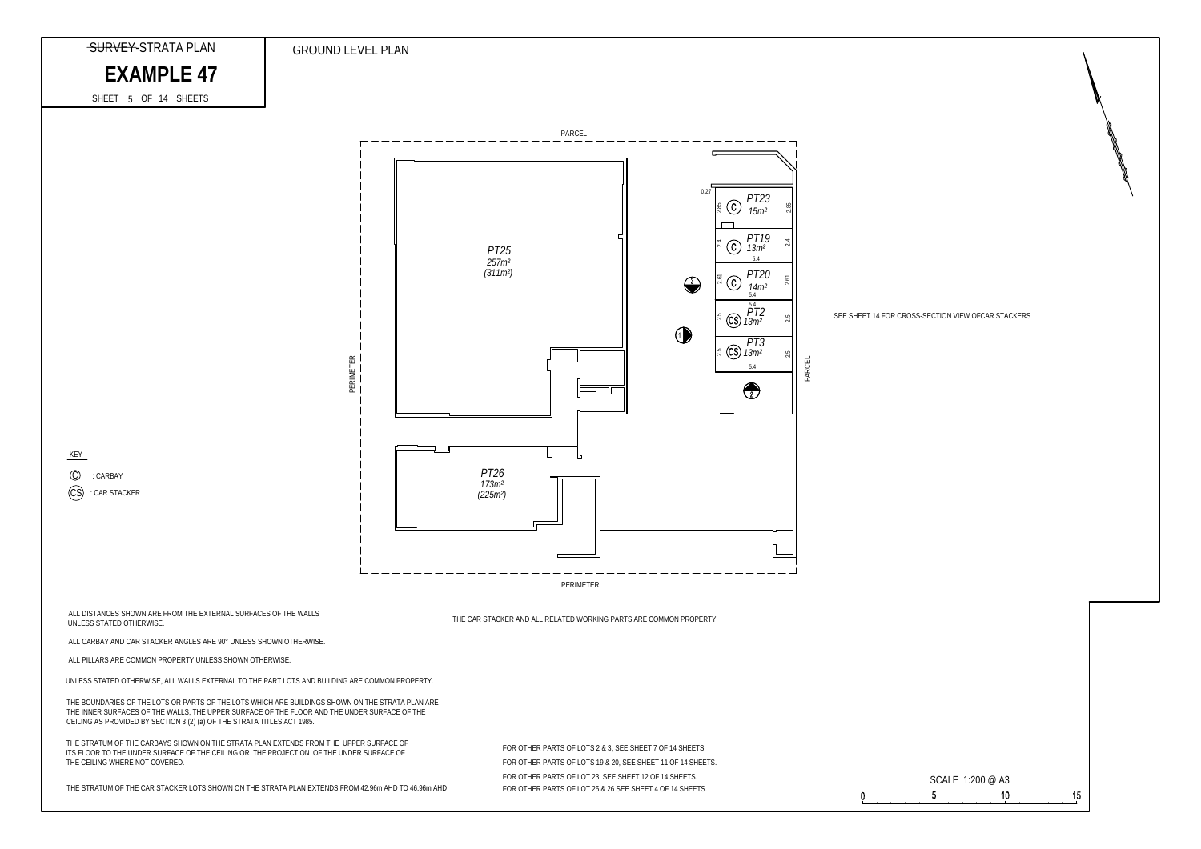~~SURVEY~~ STRATA PLAN

# EXAMPLE 47

SHEET 5 OF 14 SHEETS

GROUND LEVEL PLAN

PARCEL

PERIMETER

PT25
257m²
(311m²)

PT26
173m²
(225m²)

PT23 15m²

PT19 13m²

PT20 14m²

PT2 13m²

PT3 13m²

SEE SHEET 14 FOR CROSS-SECTION VIEW OFCAR STACKERS

KEY

Ⓒ : CARBAY

CS : CAR STACKER

ALL DISTANCES SHOWN ARE FROM THE EXTERNAL SURFACES OF THE WALLS UNLESS STATED OTHERWISE.

ALL CARBAY AND CAR STACKER ANGLES ARE 90° UNLESS SHOWN OTHERWISE.

ALL PILLARS ARE COMMON PROPERTY UNLESS SHOWN OTHERWISE.

UNLESS STATED OTHERWISE, ALL WALLS EXTERNAL TO THE PART LOTS AND BUILDING ARE COMMON PROPERTY.

THE BOUNDARIES OF THE LOTS OR PARTS OF THE LOTS WHICH ARE BUILDINGS SHOWN ON THE STRATA PLAN ARE THE INNER SURFACES OF THE WALLS, THE UPPER SURFACE OF THE FLOOR AND THE UNDER SURFACE OF THE CEILING AS PROVIDED BY SECTION 3 (2) (a) OF THE STRATA TITLES ACT 1985.

THE STRATUM OF THE CARBAYS SHOWN ON THE STRATA PLAN EXTENDS FROM THE UPPER SURFACE OF ITS FLOOR TO THE UNDER SURFACE OF THE CEILING OR THE PROJECTION OF THE UNDER SURFACE OF THE CEILING WHERE NOT COVERED.

THE STRATUM OF THE CAR STACKER LOTS SHOWN ON THE STRATA PLAN EXTENDS FROM 42.96m AHD TO 46.96m AHD

THE CAR STACKER AND ALL RELATED WORKING PARTS ARE COMMON PROPERTY

FOR OTHER PARTS OF LOTS 2 & 3, SEE SHEET 7 OF 14 SHEETS.

FOR OTHER PARTS OF LOTS 19 & 20, SEE SHEET 11 OF 14 SHEETS.

FOR OTHER PARTS OF LOT 23, SEE SHEET 12 OF 14 SHEETS.

FOR OTHER PARTS OF LOT 25 & 26 SEE SHEET 4 OF 14 SHEETS.

SCALE 1:200 @ A3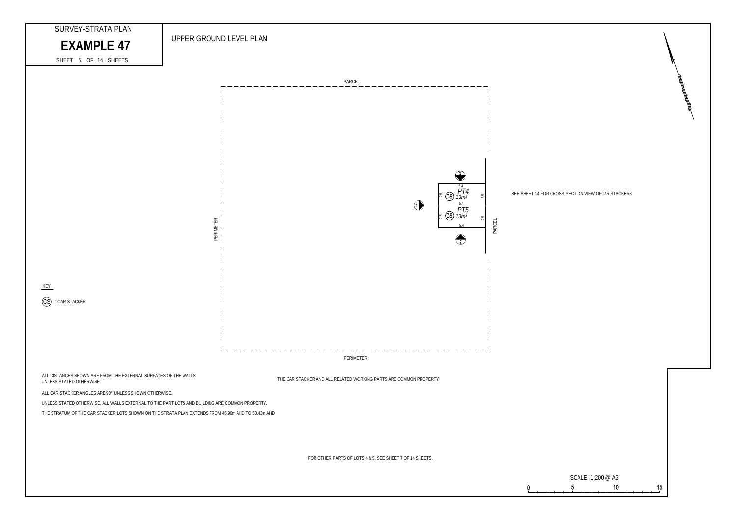~~SURVEY~~ STRATA PLAN

# EXAMPLE 47

SHEET 6 OF 14 SHEETS

## UPPER GROUND LEVEL PLAN

PARCEL

PERIMETER

PARCEL

PERIMETER

*PT4* CS *13m²* — 5.4 × 2.5

*PT5* CS *13m²* — 5.4 × 2.5

SEE SHEET 14 FOR CROSS-SECTION VIEW OFCAR STACKERS

KEY

(CS) : CAR STACKER

ALL DISTANCES SHOWN ARE FROM THE EXTERNAL SURFACES OF THE WALLS UNLESS STATED OTHERWISE.

ALL CAR STACKER ANGLES ARE 90° UNLESS SHOWN OTHERWISE.

UNLESS STATED OTHERWISE, ALL WALLS EXTERNAL TO THE PART LOTS AND BUILDING ARE COMMON PROPERTY.

THE STRATUM OF THE CAR STACKER LOTS SHOWN ON THE STRATA PLAN EXTENDS FROM 46.96m AHD TO 50.43m AHD

THE CAR STACKER AND ALL RELATED WORKING PARTS ARE COMMON PROPERTY

FOR OTHER PARTS OF LOTS 4 & 5, SEE SHEET 7 OF 14 SHEETS.

SCALE 1:200 @ A3

0 5 10 15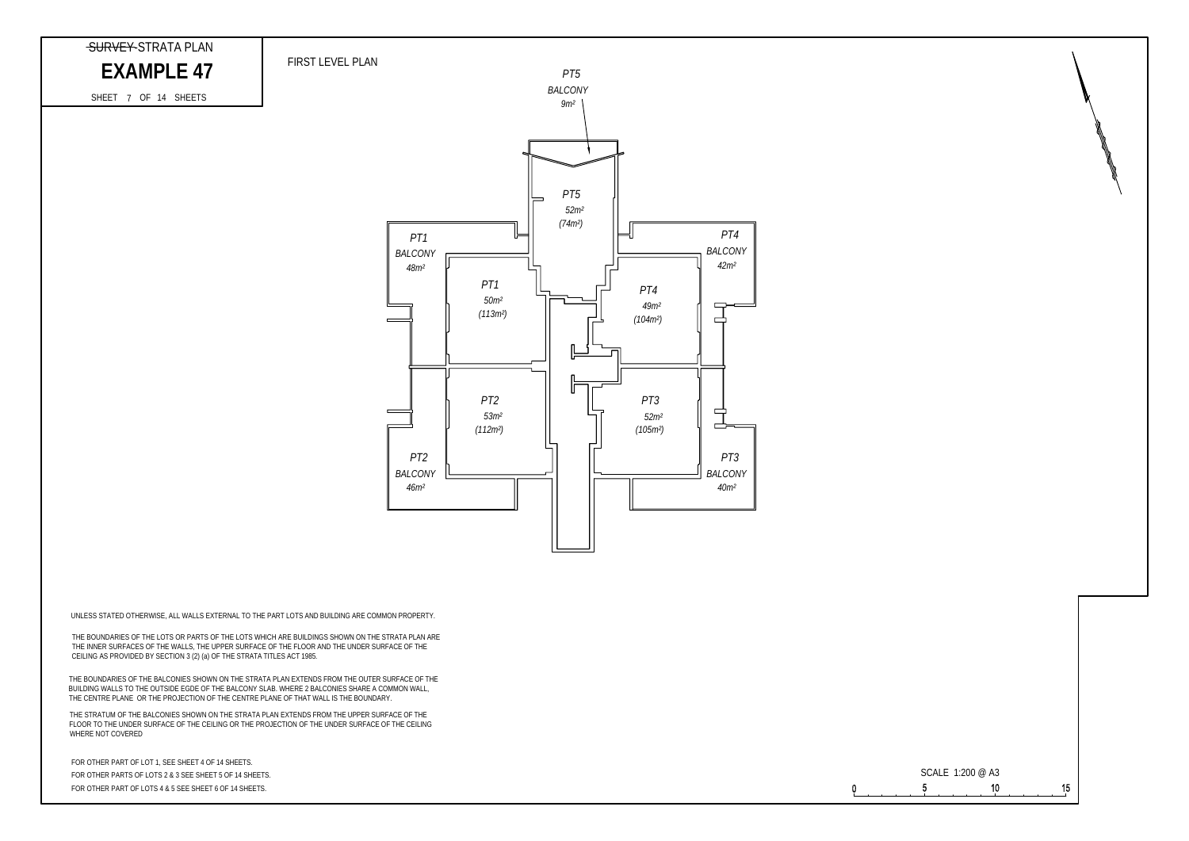~~SURVEY~~ STRATA PLAN

# EXAMPLE 47

SHEET 7 OF 14 SHEETS

FIRST LEVEL PLAN

*PT5 BALCONY 9m²*

*PT5 52m² (74m²)*

*PT1 BALCONY 48m²*

*PT1 50m² (113m²)*

*PT4 BALCONY 42m²*

*PT4 49m² (104m²)*

*PT2 53m² (112m²)*

*PT3 52m² (105m²)*

*PT2 BALCONY 46m²*

*PT3 BALCONY 40m²*

UNLESS STATED OTHERWISE, ALL WALLS EXTERNAL TO THE PART LOTS AND BUILDING ARE COMMON PROPERTY.

THE BOUNDARIES OF THE LOTS OR PARTS OF THE LOTS WHICH ARE BUILDINGS SHOWN ON THE STRATA PLAN ARE THE INNER SURFACES OF THE WALLS, THE UPPER SURFACE OF THE FLOOR AND THE UNDER SURFACE OF THE CEILING AS PROVIDED BY SECTION 3 (2) (a) OF THE STRATA TITLES ACT 1985.

THE BOUNDARIES OF THE BALCONIES SHOWN ON THE STRATA PLAN EXTENDS FROM THE OUTER SURFACE OF THE BUILDING WALLS TO THE OUTSIDE EGDE OF THE BALCONY SLAB. WHERE 2 BALCONIES SHARE A COMMON WALL, THE CENTRE PLANE OR THE PROJECTION OF THE CENTRE PLANE OF THAT WALL IS THE BOUNDARY.

THE STRATUM OF THE BALCONIES SHOWN ON THE STRATA PLAN EXTENDS FROM THE UPPER SURFACE OF THE FLOOR TO THE UNDER SURFACE OF THE CEILING OR THE PROJECTION OF THE UNDER SURFACE OF THE CEILING WHERE NOT COVERED

FOR OTHER PART OF LOT 1, SEE SHEET 4 OF 14 SHEETS.

FOR OTHER PARTS OF LOTS 2 & 3 SEE SHEET 5 OF 14 SHEETS.

FOR OTHER PART OF LOTS 4 & 5 SEE SHEET 6 OF 14 SHEETS.

SCALE 1:200 @ A3

0 5 10 15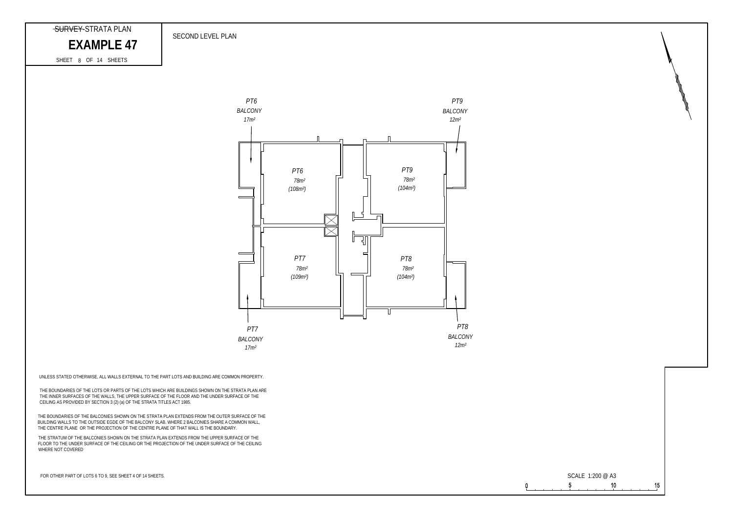~~SURVEY~~ STRATA PLAN

# EXAMPLE 47

SHEET 8 OF 14 SHEETS

SECOND LEVEL PLAN

*PT6*
*BALCONY*
*17m²*

*PT9*
*BALCONY*
*12m²*

*PT6*
*78m²*
*(108m²)*

*PT9*
*78m²*
*(104m²)*

*PT7*
*78m²*
*(109m²)*

*PT8*
*78m²*
*(104m²)*

*PT7*
*BALCONY*
*17m²*

*PT8*
*BALCONY*
*12m²*

UNLESS STATED OTHERWISE, ALL WALLS EXTERNAL TO THE PART LOTS AND BUILDING ARE COMMON PROPERTY.

THE BOUNDARIES OF THE LOTS OR PARTS OF THE LOTS WHICH ARE BUILDINGS SHOWN ON THE STRATA PLAN ARE THE INNER SURFACES OF THE WALLS, THE UPPER SURFACE OF THE FLOOR AND THE UNDER SURFACE OF THE CEILING AS PROVIDED BY SECTION 3 (2) (a) OF THE STRATA TITLES ACT 1985.

THE BOUNDARIES OF THE BALCONIES SHOWN ON THE STRATA PLAN EXTENDS FROM THE OUTER SURFACE OF THE BUILDING WALLS TO THE OUTSIDE EGDE OF THE BALCONY SLAB. WHERE 2 BALCONIES SHARE A COMMON WALL, THE CENTRE PLANE OR THE PROJECTION OF THE CENTRE PLANE OF THAT WALL IS THE BOUNDARY.

THE STRATUM OF THE BALCONIES SHOWN ON THE STRATA PLAN EXTENDS FROM THE UPPER SURFACE OF THE FLOOR TO THE UNDER SURFACE OF THE CEILING OR THE PROJECTION OF THE UNDER SURFACE OF THE CEILING WHERE NOT COVERED

FOR OTHER PART OF LOTS 6 TO 9, SEE SHEET 4 OF 14 SHEETS.

SCALE 1:200 @ A3

0 5 10 15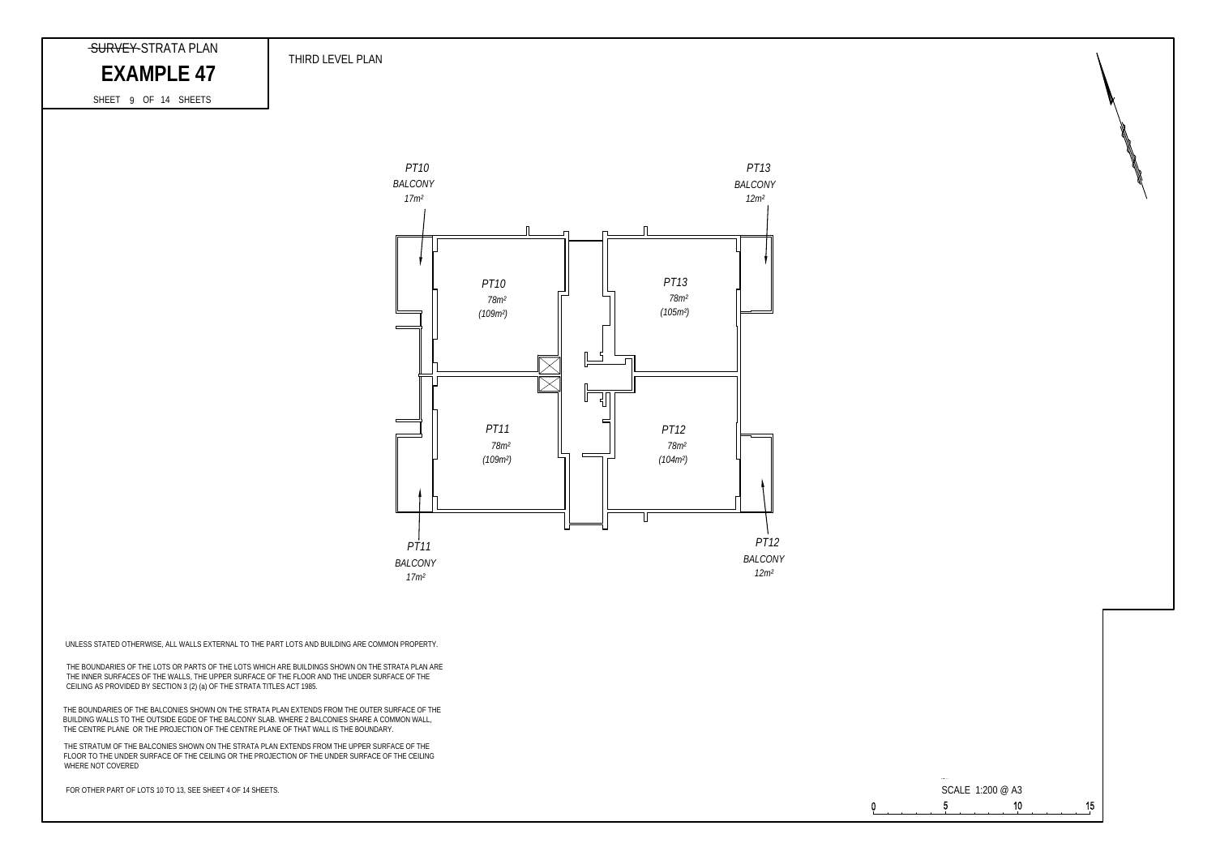~~SURVEY~~ STRATA PLAN

# EXAMPLE 47

SHEET 9 OF 14 SHEETS

THIRD LEVEL PLAN

*PT10 BALCONY 17m²*

*PT13 BALCONY 12m²*

*PT10 78m² (109m²)*

*PT13 78m² (105m²)*

*PT11 78m² (109m²)*

*PT12 78m² (104m²)*

*PT11 BALCONY 17m²*

*PT12 BALCONY 12m²*

UNLESS STATED OTHERWISE, ALL WALLS EXTERNAL TO THE PART LOTS AND BUILDING ARE COMMON PROPERTY.

THE BOUNDARIES OF THE LOTS OR PARTS OF THE LOTS WHICH ARE BUILDINGS SHOWN ON THE STRATA PLAN ARE THE INNER SURFACES OF THE WALLS, THE UPPER SURFACE OF THE FLOOR AND THE UNDER SURFACE OF THE CEILING AS PROVIDED BY SECTION 3 (2) (a) OF THE STRATA TITLES ACT 1985.

THE BOUNDARIES OF THE BALCONIES SHOWN ON THE STRATA PLAN EXTENDS FROM THE OUTER SURFACE OF THE BUILDING WALLS TO THE OUTSIDE EGDE OF THE BALCONY SLAB. WHERE 2 BALCONIES SHARE A COMMON WALL, THE CENTRE PLANE OR THE PROJECTION OF THE CENTRE PLANE OF THAT WALL IS THE BOUNDARY.

THE STRATUM OF THE BALCONIES SHOWN ON THE STRATA PLAN EXTENDS FROM THE UPPER SURFACE OF THE FLOOR TO THE UNDER SURFACE OF THE CEILING OR THE PROJECTION OF THE UNDER SURFACE OF THE CEILING WHERE NOT COVERED

FOR OTHER PART OF LOTS 10 TO 13, SEE SHEET 4 OF 14 SHEETS.

SCALE 1:200 @ A3

0 5 10 15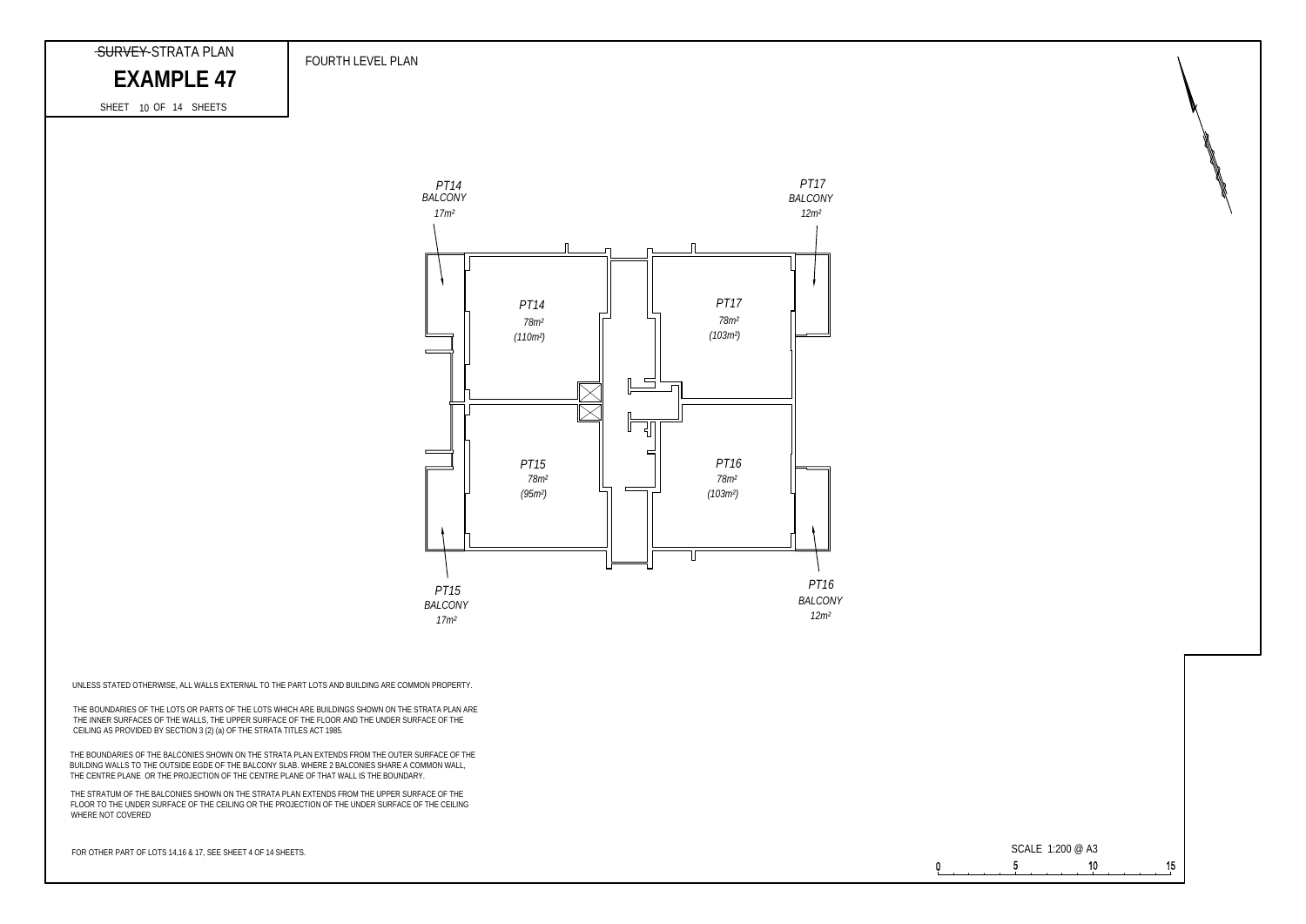~~SURVEY~~ STRATA PLAN

# EXAMPLE 47

SHEET 10 OF 14 SHEETS

FOURTH LEVEL PLAN

*PT14 BALCONY 17m²*

*PT17 BALCONY 12m²*

*PT14 78m² (110m²)*

*PT17 78m² (103m²)*

*PT15 78m² (95m²)*

*PT16 78m² (103m²)*

*PT15 BALCONY 17m²*

*PT16 BALCONY 12m²*

UNLESS STATED OTHERWISE, ALL WALLS EXTERNAL TO THE PART LOTS AND BUILDING ARE COMMON PROPERTY.

THE BOUNDARIES OF THE LOTS OR PARTS OF THE LOTS WHICH ARE BUILDINGS SHOWN ON THE STRATA PLAN ARE THE INNER SURFACES OF THE WALLS, THE UPPER SURFACE OF THE FLOOR AND THE UNDER SURFACE OF THE CEILING AS PROVIDED BY SECTION 3 (2) (a) OF THE STRATA TITLES ACT 1985.

THE BOUNDARIES OF THE BALCONIES SHOWN ON THE STRATA PLAN EXTENDS FROM THE OUTER SURFACE OF THE BUILDING WALLS TO THE OUTSIDE EGDE OF THE BALCONY SLAB. WHERE 2 BALCONIES SHARE A COMMON WALL, THE CENTRE PLANE OR THE PROJECTION OF THE CENTRE PLANE OF THAT WALL IS THE BOUNDARY.

THE STRATUM OF THE BALCONIES SHOWN ON THE STRATA PLAN EXTENDS FROM THE UPPER SURFACE OF THE FLOOR TO THE UNDER SURFACE OF THE CEILING OR THE PROJECTION OF THE UNDER SURFACE OF THE CEILING WHERE NOT COVERED

FOR OTHER PART OF LOTS 14,16 & 17, SEE SHEET 4 OF 14 SHEETS.

SCALE 1:200 @ A3

0 5 10 15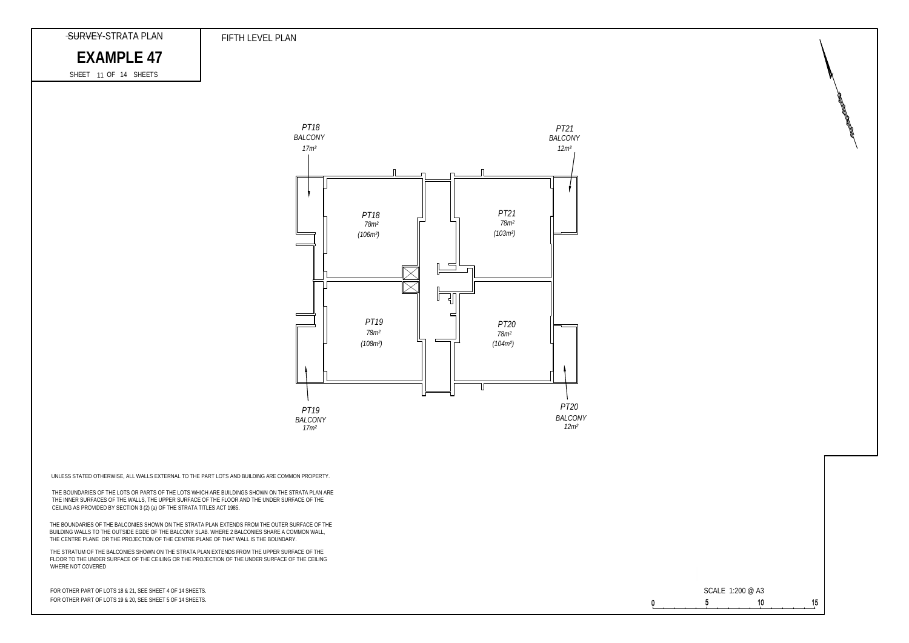~~SURVEY~~ STRATA PLAN

# EXAMPLE 47

SHEET 11 OF 14 SHEETS

FIFTH LEVEL PLAN

PT18
BALCONY
$17m^2$

PT21
BALCONY
$12m^2$

PT18
$78m^2$
($106m^2$)

PT21
$78m^2$
($103m^2$)

PT19
$78m^2$
($108m^2$)

PT20
$78m^2$
($104m^2$)

PT19
BALCONY
$17m^2$

PT20
BALCONY
$12m^2$

UNLESS STATED OTHERWISE, ALL WALLS EXTERNAL TO THE PART LOTS AND BUILDING ARE COMMON PROPERTY.

THE BOUNDARIES OF THE LOTS OR PARTS OF THE LOTS WHICH ARE BUILDINGS SHOWN ON THE STRATA PLAN ARE THE INNER SURFACES OF THE WALLS, THE UPPER SURFACE OF THE FLOOR AND THE UNDER SURFACE OF THE CEILING AS PROVIDED BY SECTION 3 (2) (a) OF THE STRATA TITLES ACT 1985.

THE BOUNDARIES OF THE BALCONIES SHOWN ON THE STRATA PLAN EXTENDS FROM THE OUTER SURFACE OF THE BUILDING WALLS TO THE OUTSIDE EGDE OF THE BALCONY SLAB. WHERE 2 BALCONIES SHARE A COMMON WALL, THE CENTRE PLANE OR THE PROJECTION OF THE CENTRE PLANE OF THAT WALL IS THE BOUNDARY.

THE STRATUM OF THE BALCONIES SHOWN ON THE STRATA PLAN EXTENDS FROM THE UPPER SURFACE OF THE FLOOR TO THE UNDER SURFACE OF THE CEILING OR THE PROJECTION OF THE UNDER SURFACE OF THE CEILING WHERE NOT COVERED

FOR OTHER PART OF LOTS 18 & 21, SEE SHEET 4 OF 14 SHEETS.
FOR OTHER PART OF LOTS 19 & 20, SEE SHEET 5 OF 14 SHEETS.

SCALE 1:200 @ A3

0 5 10 15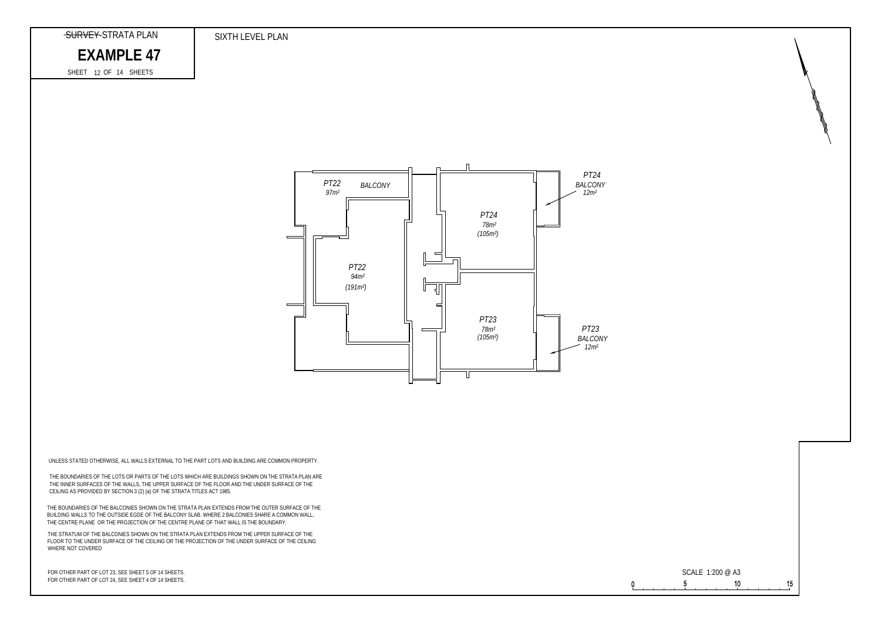~~SURVEY~~ STRATA PLAN

# EXAMPLE 47

SHEET 12 OF 14 SHEETS

SIXTH LEVEL PLAN

*PT22*
*97m²*
*BALCONY*

*PT22*
*94m²*
*(191m²)*

*PT24*
*78m²*
*(105m²)*

*PT24*
*BALCONY*
*12m²*

*PT23*
*78m²*
*(105m²)*

*PT23*
*BALCONY*
*12m²*

UNLESS STATED OTHERWISE, ALL WALLS EXTERNAL TO THE PART LOTS AND BUILDING ARE COMMON PROPERTY.

THE BOUNDARIES OF THE LOTS OR PARTS OF THE LOTS WHICH ARE BUILDINGS SHOWN ON THE STRATA PLAN ARE THE INNER SURFACES OF THE WALLS, THE UPPER SURFACE OF THE FLOOR AND THE UNDER SURFACE OF THE CEILING AS PROVIDED BY SECTION 3 (2) (a) OF THE STRATA TITLES ACT 1985.

THE BOUNDARIES OF THE BALCONIES SHOWN ON THE STRATA PLAN EXTENDS FROM THE OUTER SURFACE OF THE BUILDING WALLS TO THE OUTSIDE EGDE OF THE BALCONY SLAB. WHERE 2 BALCONIES SHARE A COMMON WALL, THE CENTRE PLANE OR THE PROJECTION OF THE CENTRE PLANE OF THAT WALL IS THE BOUNDARY.

THE STRATUM OF THE BALCONIES SHOWN ON THE STRATA PLAN EXTENDS FROM THE UPPER SURFACE OF THE FLOOR TO THE UNDER SURFACE OF THE CEILING OR THE PROJECTION OF THE UNDER SURFACE OF THE CEILING WHERE NOT COVERED

FOR OTHER PART OF LOT 23, SEE SHEET 5 OF 14 SHEETS.
FOR OTHER PART OF LOT 24, SEE SHEET 4 OF 14 SHEETS.

SCALE 1:200 @ A3

0 5 10 15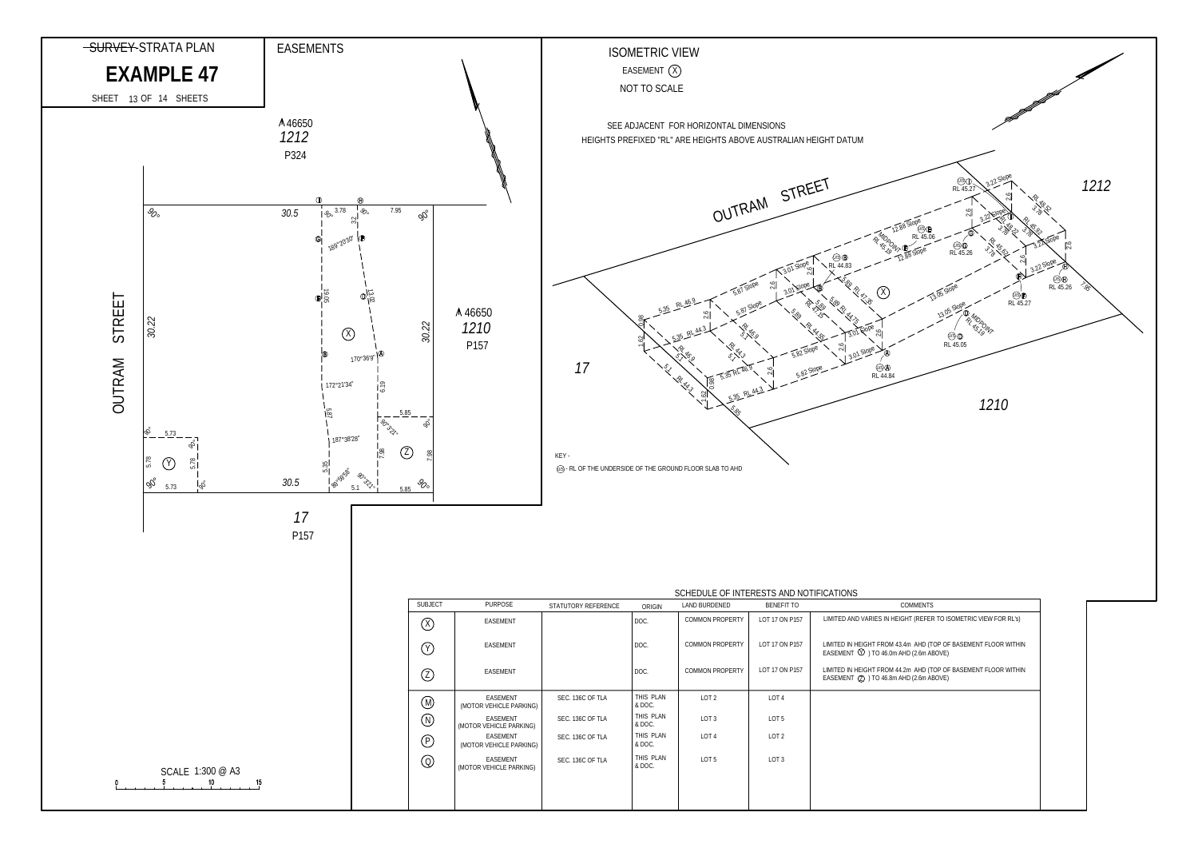~~SURVEY~~ STRATA PLAN

# EXAMPLE 47

SHEET 13 OF 14 SHEETS

## EASEMENTS

ISOMETRIC VIEW

EASEMENT (X)

NOT TO SCALE

SEE ADJACENT FOR HORIZONTAL DIMENSIONS

HEIGHTS PREFIXED "RL" ARE HEIGHTS ABOVE AUSTRALIAN HEIGHT DATUM

KEY -

(RL) - RL OF THE UNDERSIDE OF THE GROUND FLOOR SLAB TO AHD

SCALE 1:300 @ A3

### SCHEDULE OF INTERESTS AND NOTIFICATIONS

| SUBJECT | PURPOSE | STATUTORY REFERENCE | ORIGIN | LAND BURDENED | BENEFIT TO | COMMENTS |
|---|---|---|---|---|---|---|
| (X) | EASEMENT | | DOC. | COMMON PROPERTY | LOT 17 ON P157 | LIMITED AND VARIES IN HEIGHT (REFER TO ISOMETRIC VIEW FOR RL's) |
| (Y) | EASEMENT | | DOC. | COMMON PROPERTY | LOT 17 ON P157 | LIMITED IN HEIGHT FROM 43.4m AHD (TOP OF BASEMENT FLOOR WITHIN EASEMENT (Y) ) TO 46.0m AHD (2.6m ABOVE) |
| (Z) | EASEMENT | | DOC. | COMMON PROPERTY | LOT 17 ON P157 | LIMITED IN HEIGHT FROM 44.2m AHD (TOP OF BASEMENT FLOOR WITHIN EASEMENT (Z) ) TO 46.8m AHD (2.6m ABOVE) |
| (M) | EASEMENT (MOTOR VEHICLE PARKING) | SEC. 136C OF TLA | THIS PLAN & DOC. | LOT 2 | LOT 4 | |
| (N) | EASEMENT (MOTOR VEHICLE PARKING) | SEC. 136C OF TLA | THIS PLAN & DOC. | LOT 3 | LOT 5 | |
| (P) | EASEMENT (MOTOR VEHICLE PARKING) | SEC. 136C OF TLA | THIS PLAN & DOC. | LOT 4 | LOT 2 | |
| (Q) | EASEMENT (MOTOR VEHICLE PARKING) | SEC. 136C OF TLA | THIS PLAN & DOC. | LOT 5 | LOT 3 | |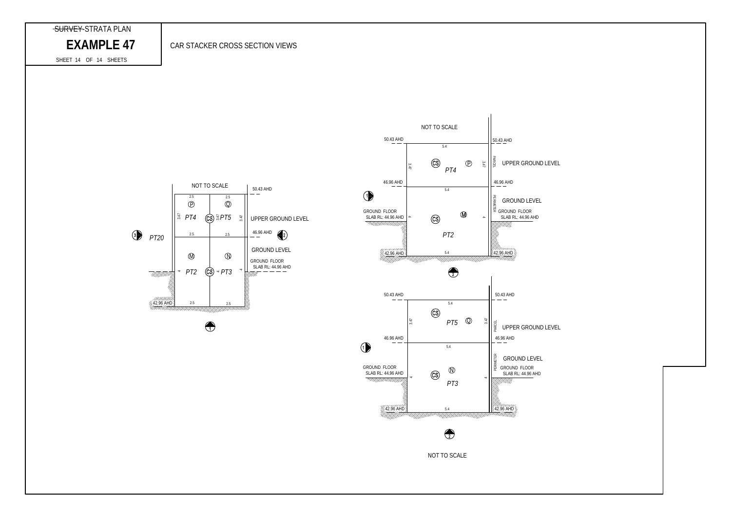~~SURVEY~~ STRATA PLAN

# EXAMPLE 47

SHEET 14 OF 14 SHEETS

CAR STACKER CROSS SECTION VIEWS

NOT TO SCALE

50.43 AHD

2.5
2.5
Ⓟ
Ⓠ
3.47
PT4
CS
3.47
PT5
3.47
UPPER GROUND LEVEL

3
PT20

2.5
2.5
46.96 AHD
2

Ⓜ
Ⓝ
GROUND LEVEL
GROUND FLOOR
SLAB RL: 44.96 AHD

4
PT2
CS
4
PT3
4

42.96 AHD
2.5
2.5

1

NOT TO SCALE

50.43 AHD
5.4
50.43 AHD

3.47
CS
PT4
Ⓟ
3.47
PARCEL
UPPER GROUND LEVEL

46.96 AHD
5.4
46.96 AHD

1
PERIMETER
GROUND LEVEL
GROUND FLOOR
SLAB RL: 44.96 AHD
4
CS
Ⓜ
4
GROUND FLOOR
SLAB RL: 44.96 AHD

PT2

42.96 AHD
5.4
42.96 AHD

2

50.43 AHD
5.4
50.43 AHD

CS
3.47
PT5
Ⓠ
3.47
PARCEL
UPPER GROUND LEVEL

46.96 AHD
5.4
46.96 AHD

1
PERIMETER
GROUND LEVEL
GROUND FLOOR
SLAB RL: 44.96 AHD
Ⓝ
GROUND FLOOR
SLAB RL: 44.96 AHD
4
CS
PT3
4

42.96 AHD
5.4
42.96 AHD

2

NOT TO SCALE